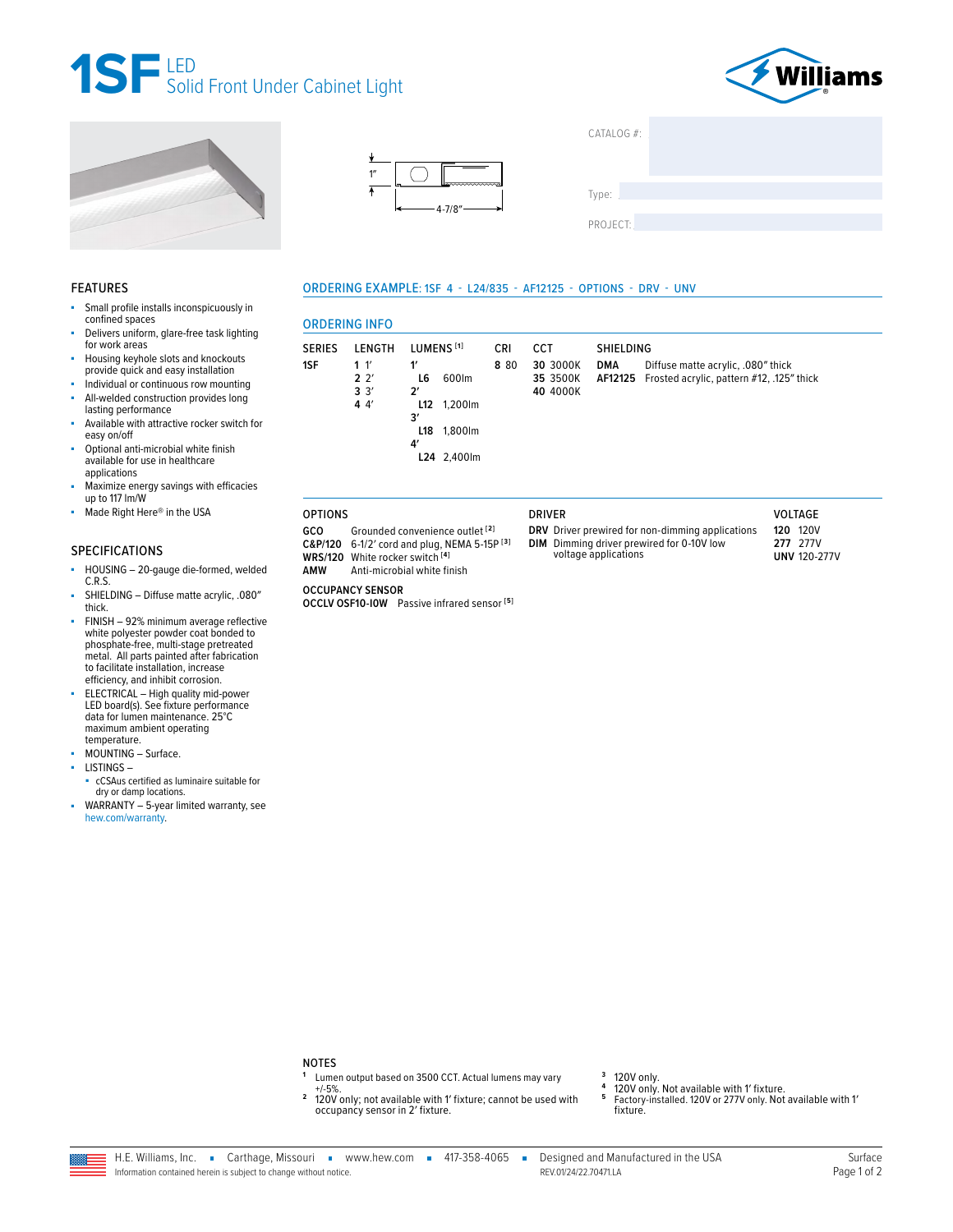# 1SF LED Solid Front Under Cabinet Light

Williams

1"

4-7/8"

CATALOG #:

Type:

PROJECT:

## FEATURES

- Small profile installs inconspicuously in confined spaces
- Delivers uniform, glare-free task lighting for work areas
- Housing keyhole slots and knockouts provide quick and easy installation
- Individual or continuous row mounting
- All-welded construction provides long lasting performance
- Available with attractive rocker switch for easy on/off
- Optional anti-microbial white finish available for use in healthcare applications
- Maximize energy savings with efficacies up to 117 lm/W
- Made Right Here® in the USA

## SPECIFICATIONS

- HOUSING – 20-gauge die-formed, welded C.R.S.
- SHIELDING – Diffuse matte acrylic, .080" thick.
- FINISH – 92% minimum average reflective white polyester powder coat bonded to phosphate-free, multi-stage pretreated metal. All parts painted after fabrication to facilitate installation, increase efficiency, and inhibit corrosion.
- ELECTRICAL – High quality mid-power LED board(s). See fixture performance data for lumen maintenance. 25°C maximum ambient operating temperature.
- MOUNTING – Surface.
- LISTINGS –
  - cCSAus certified as luminaire suitable for dry or damp locations.
- WARRANTY – 5-year limited warranty, see hew.com/warranty.

## ORDERING EXAMPLE: 1SF 4 - L24/835 - AF12125 - OPTIONS - DRV - UNV

## ORDERING INFO

| SERIES | LENGTH | LUMENS [1] | CRI | CCT | SHIELDING |
|---|---|---|---|---|---|
| **1SF** | **1** 1' | **1'** | **8** 80 | **30** 3000K | **DMA** Diffuse matte acrylic, .080" thick |
| | **2** 2' | **L6** 600lm | | **35** 3500K | **AF12125** Frosted acrylic, pattern #12, .125" thick |
| | **3** 3' | **2'** | | **40** 4000K | |
| | **4** 4' | **L12** 1,200lm | | | |
| | | **3'** | | | |
| | | **L18** 1,800lm | | | |
| | | **4'** | | | |
| | | **L24** 2,400lm | | | |

### OPTIONS

| | |
|---|---|
| **GCO** | Grounded convenience outlet [2] |
| **C&P/120** | 6-1/2' cord and plug, NEMA 5-15P [3] |
| **WRS/120** | White rocker switch [4] |
| **AMW** | Anti-microbial white finish |

### OCCUPANCY SENSOR

| | |
|---|---|
| **OCCLV OSF10-IOW** | Passive infrared sensor [5] |

### DRIVER

| | |
|---|---|
| **DRV** | Driver prewired for non-dimming applications |
| **DIM** | Dimming driver prewired for 0-10V low voltage applications |

### VOLTAGE

| | |
|---|---|
| **120** | 120V |
| **277** | 277V |
| **UNV** | 120-277V |

### NOTES

1. Lumen output based on 3500 CCT. Actual lumens may vary +/-5%.
2. 120V only; not available with 1' fixture; cannot be used with occupancy sensor in 2' fixture.
3. 120V only.
4. 120V only. Not available with 1' fixture.
5. Factory-installed. 120V or 277V only. Not available with 1' fixture.

H.E. Williams, Inc. ▪ Carthage, Missouri ▪ www.hew.com ▪ 417-358-4065 ▪ Designed and Manufactured in the USA

Information contained herein is subject to change without notice. REV.01/24/22.70471.LA

Surface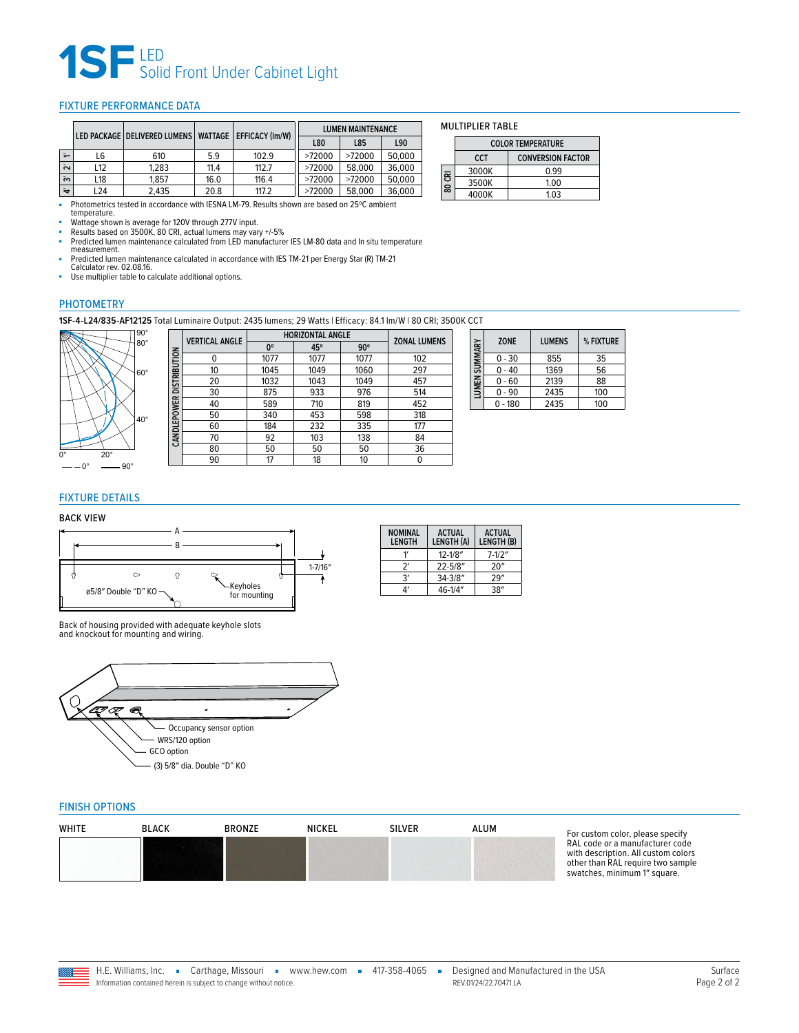# 1SF LED
## Solid Front Under Cabinet Light

### FIXTURE PERFORMANCE DATA

| | LED PACKAGE | DELIVERED LUMENS | WATTAGE | EFFICACY (lm/W) | LUMEN MAINTENANCE | | |
|---|---|---|---|---|---|---|---|
| | | | | | L80 | L85 | L90 |
| 1' | L6 | 610 | 5.9 | 102.9 | >72000 | >72000 | 50,000 |
| 2' | L12 | 1,283 | 11.4 | 112.7 | >72000 | 58,000 | 36,000 |
| 3' | L18 | 1,857 | 16.0 | 116.4 | >72000 | >72000 | 50,000 |
| 4' | L24 | 2,435 | 20.8 | 117.2 | >72000 | 58,000 | 36,000 |

- Photometrics tested in accordance with IESNA LM-79. Results shown are based on 25ºC ambient temperature.
- Wattage shown is average for 120V through 277V input.
- Results based on 3500K, 80 CRI, actual lumens may vary +/-5%
- Predicted lumen maintenance calculated from LED manufacturer IES LM-80 data and In situ temperature measurement.
- Predicted lumen maintenance calculated in accordance with IES TM-21 per Energy Star (R) TM-21 Calculator rev. 02.08.16.
- Use multiplier table to calculate additional options.

**MULTIPLIER TABLE**

| | COLOR TEMPERATURE | |
|---|---|---|
| | CCT | CONVERSION FACTOR |
| 80 CRI | 3000K | 0.99 |
| 80 CRI | 3500K | 1.00 |
| 80 CRI | 4000K | 1.03 |

### PHOTOMETRY

**1SF-4-L24/835-AF12125** Total Luminaire Output: 2435 lumens; 29 Watts | Efficacy: 84.1 lm/W | 80 CRI; 3500K CCT

90°
80°
60°
40°
0°
20°
0°
90°

CANDLEPOWER DISTRIBUTION

| VERTICAL ANGLE | HORIZONTAL ANGLE | | | ZONAL LUMENS |
|---|---|---|---|---|
| | 0° | 45° | 90° | |
| 0 | 1077 | 1077 | 1077 | 102 |
| 10 | 1045 | 1049 | 1060 | 297 |
| 20 | 1032 | 1043 | 1049 | 457 |
| 30 | 875 | 933 | 976 | 514 |
| 40 | 589 | 710 | 819 | 452 |
| 50 | 340 | 453 | 598 | 318 |
| 60 | 184 | 232 | 335 | 177 |
| 70 | 92 | 103 | 138 | 84 |
| 80 | 50 | 50 | 50 | 36 |
| 90 | 17 | 18 | 10 | 0 |

LUMEN SUMMARY

| ZONE | LUMENS | % FIXTURE |
|---|---|---|
| 0 - 30 | 855 | 35 |
| 0 - 40 | 1369 | 56 |
| 0 - 60 | 2139 | 88 |
| 0 - 90 | 2435 | 100 |
| 0 - 180 | 2435 | 100 |

### FIXTURE DETAILS

**BACK VIEW**

A
B
1-7/16"
ø5/8" Double "D" KO
Keyholes for mounting

| NOMINAL LENGTH | ACTUAL LENGTH (A) | ACTUAL LENGTH (B) |
|---|---|---|
| 1' | 12-1/8" | 7-1/2" |
| 2' | 22-5/8" | 20" |
| 3' | 34-3/8" | 29" |
| 4' | 46-1/4" | 38" |

Back of housing provided with adequate keyhole slots and knockout for mounting and wiring.

Occupancy sensor option
WRS/120 option
GCO option
(3) 5/8" dia. Double "D" KO

### FINISH OPTIONS

WHITE | BLACK | BRONZE | NICKEL | SILVER | ALUM

For custom color, please specify RAL code or a manufacturer code with description. All custom colors other than RAL require two sample swatches, minimum 1" square.

H.E. Williams, Inc. ▪ Carthage, Missouri ▪ www.hew.com ▪ 417-358-4065 ▪ Designed and Manufactured in the USA
Information contained herein is subject to change without notice. REV.01/24/22.70471.LA
Surface